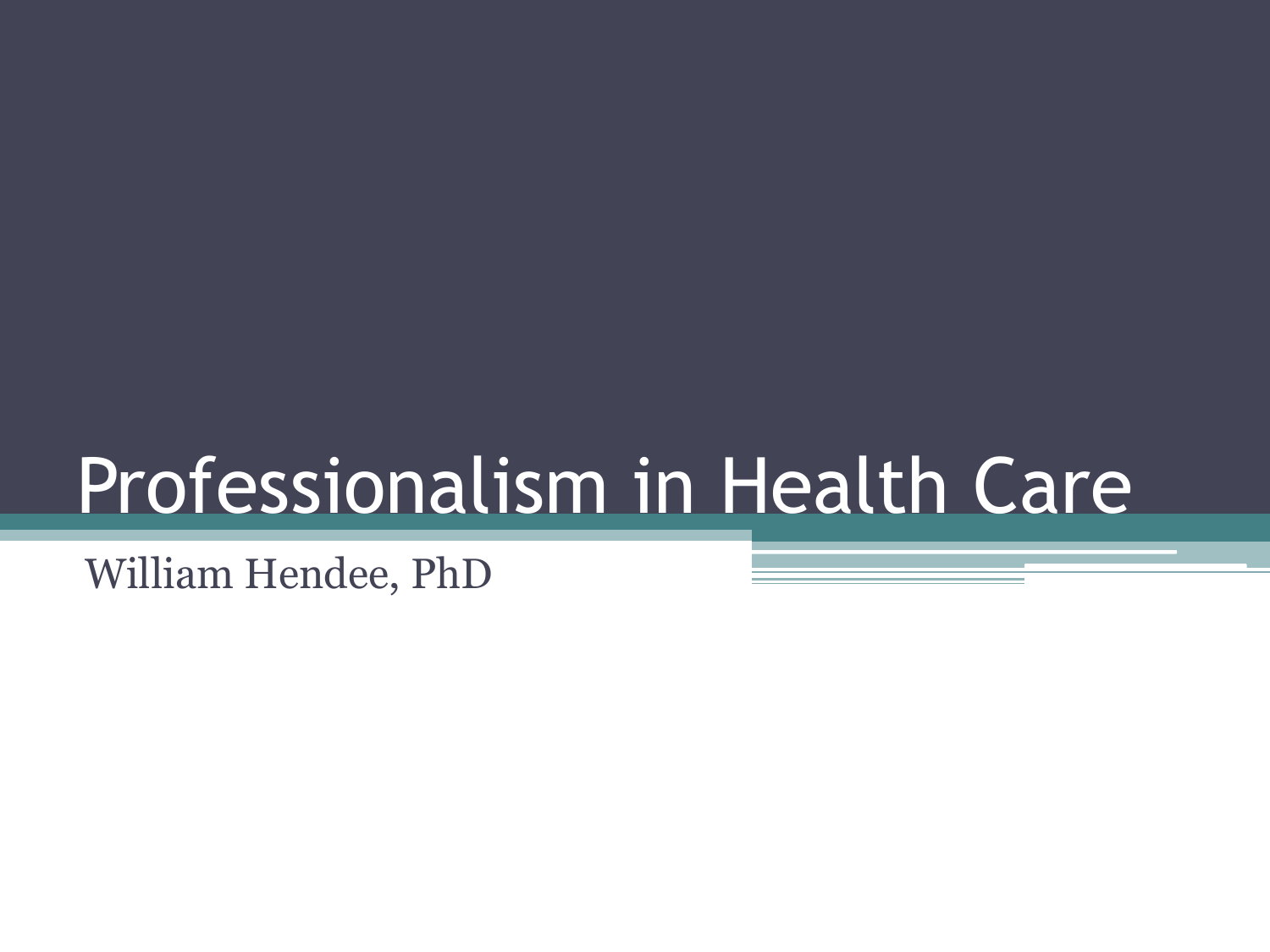# Professionalism in Health Care

William Hendee, PhD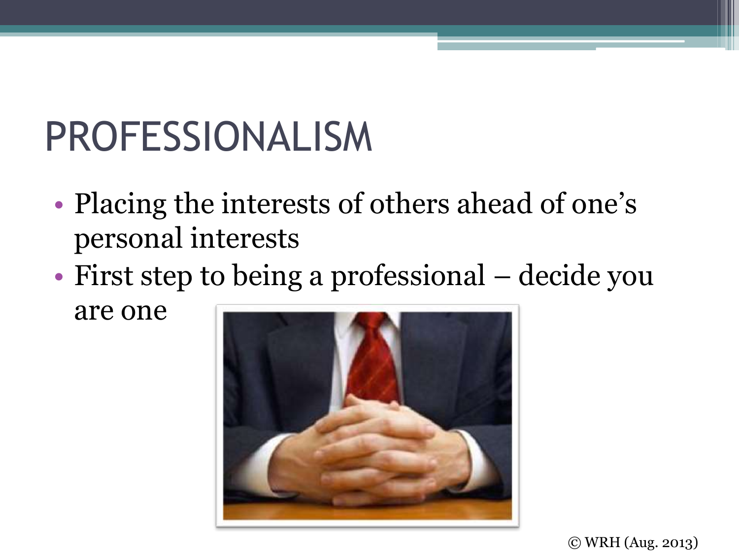# PROFESSIONALISM

- Placing the interests of others ahead of one's personal interests
- First step to being a professional – decide you are one

© WRH (Aug. 2013)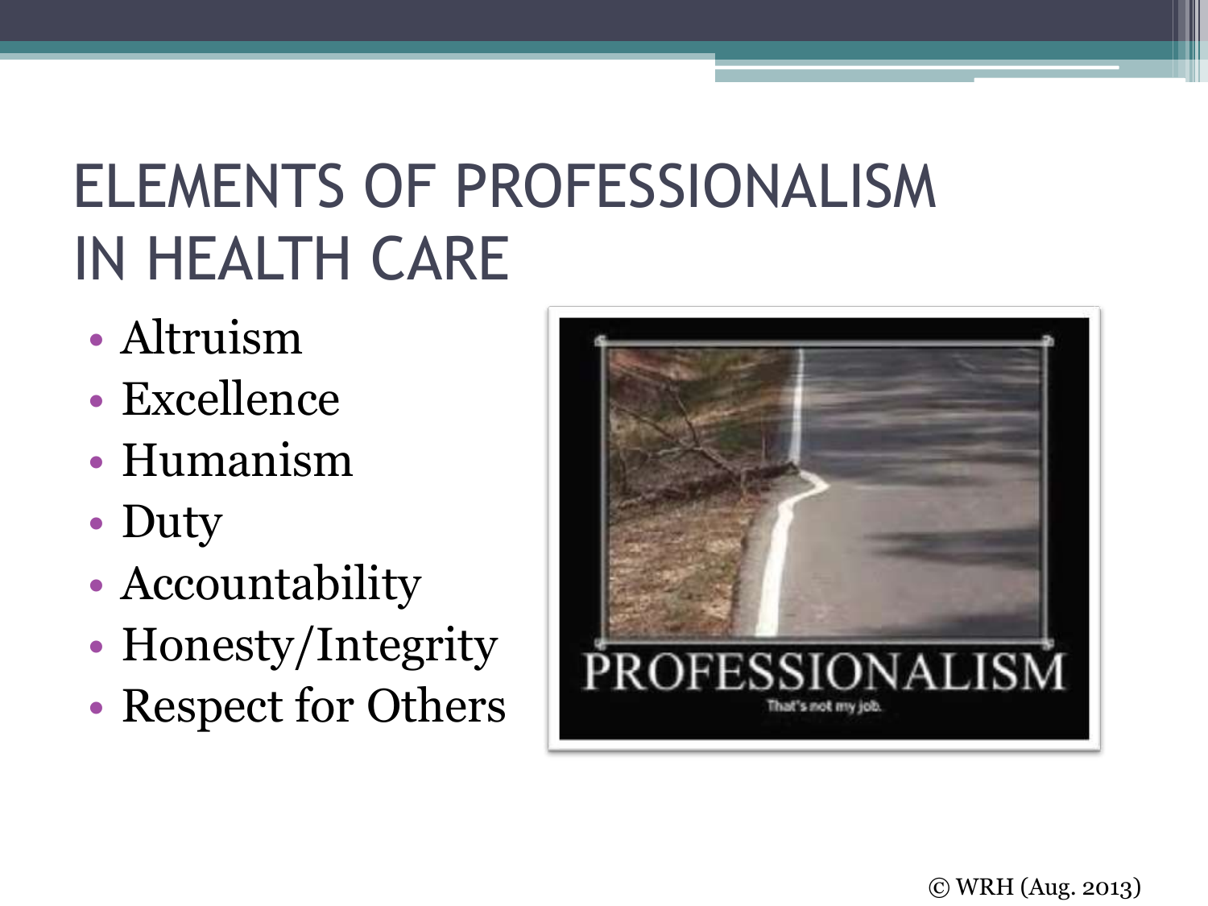# ELEMENTS OF PROFESSIONALISM IN HEALTH CARE

- Altruism
- Excellence
- Humanism
- Duty
- Accountability
- Honesty/Integrity
- Respect for Others

© WRH (Aug. 2013)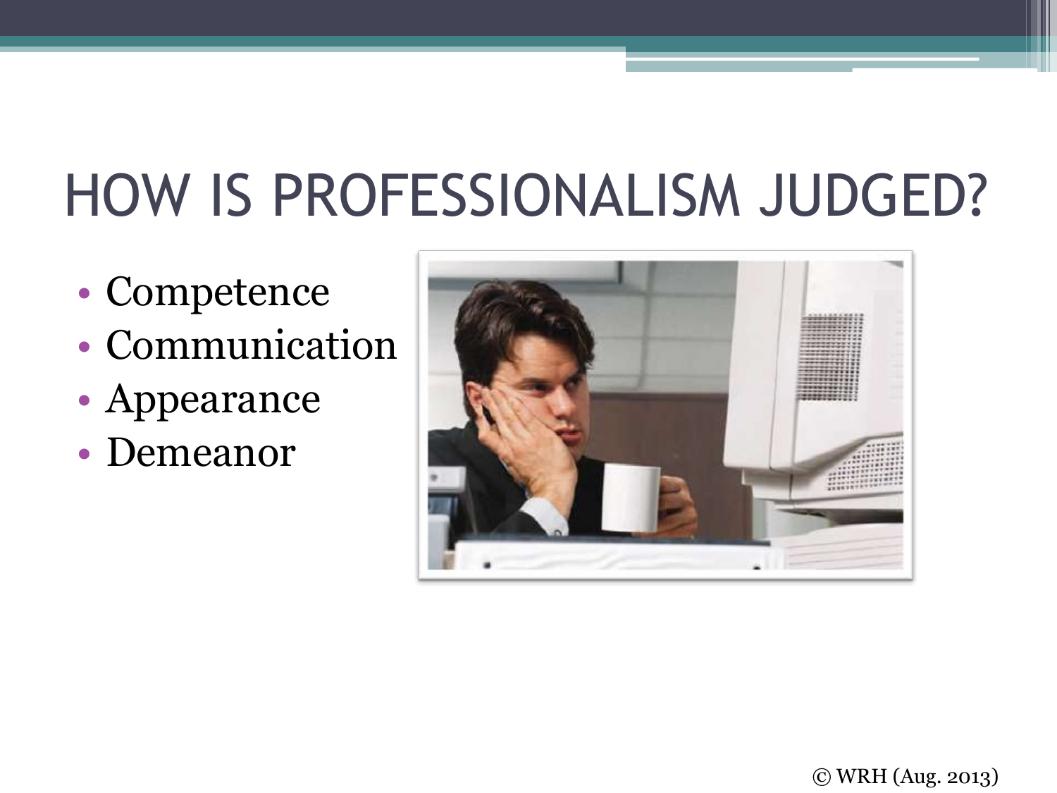# HOW IS PROFESSIONALISM JUDGED?

- Competence
- Communication
- Appearance
- Demeanor

© WRH (Aug. 2013)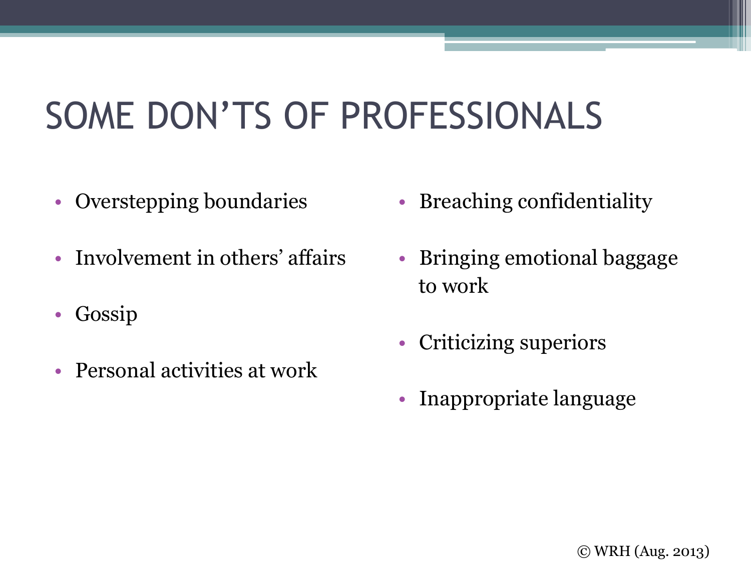# SOME DON'TS OF PROFESSIONALS

- Overstepping boundaries
- Involvement in others' affairs
- Gossip
- Personal activities at work
- Breaching confidentiality
- Bringing emotional baggage to work
- Criticizing superiors
- Inappropriate language

© WRH (Aug. 2013)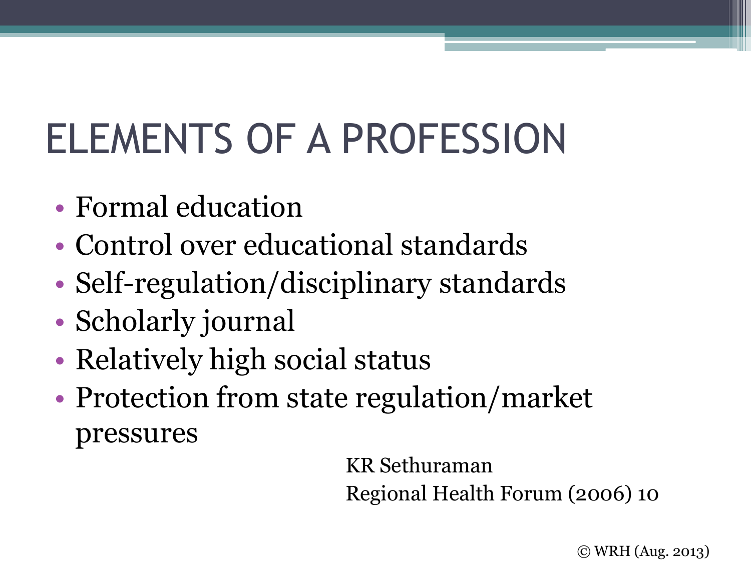# ELEMENTS OF A PROFESSION

- Formal education
- Control over educational standards
- Self-regulation/disciplinary standards
- Scholarly journal
- Relatively high social status
- Protection from state regulation/market pressures

KR Sethuraman
Regional Health Forum (2006) 10

© WRH (Aug. 2013)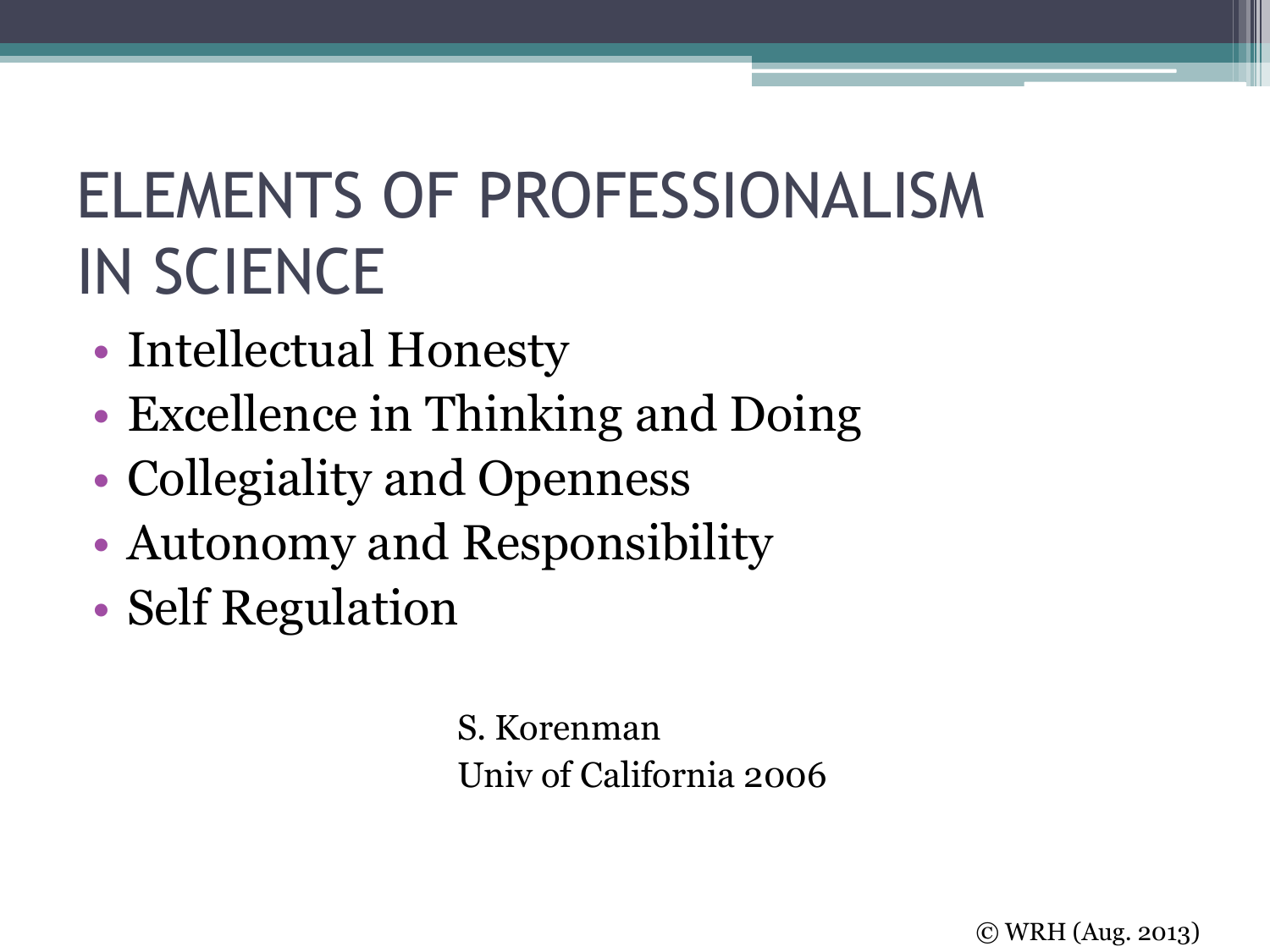# ELEMENTS OF PROFESSIONALISM IN SCIENCE

- Intellectual Honesty
- Excellence in Thinking and Doing
- Collegiality and Openness
- Autonomy and Responsibility
- Self Regulation

S. Korenman
Univ of California 2006

© WRH (Aug. 2013)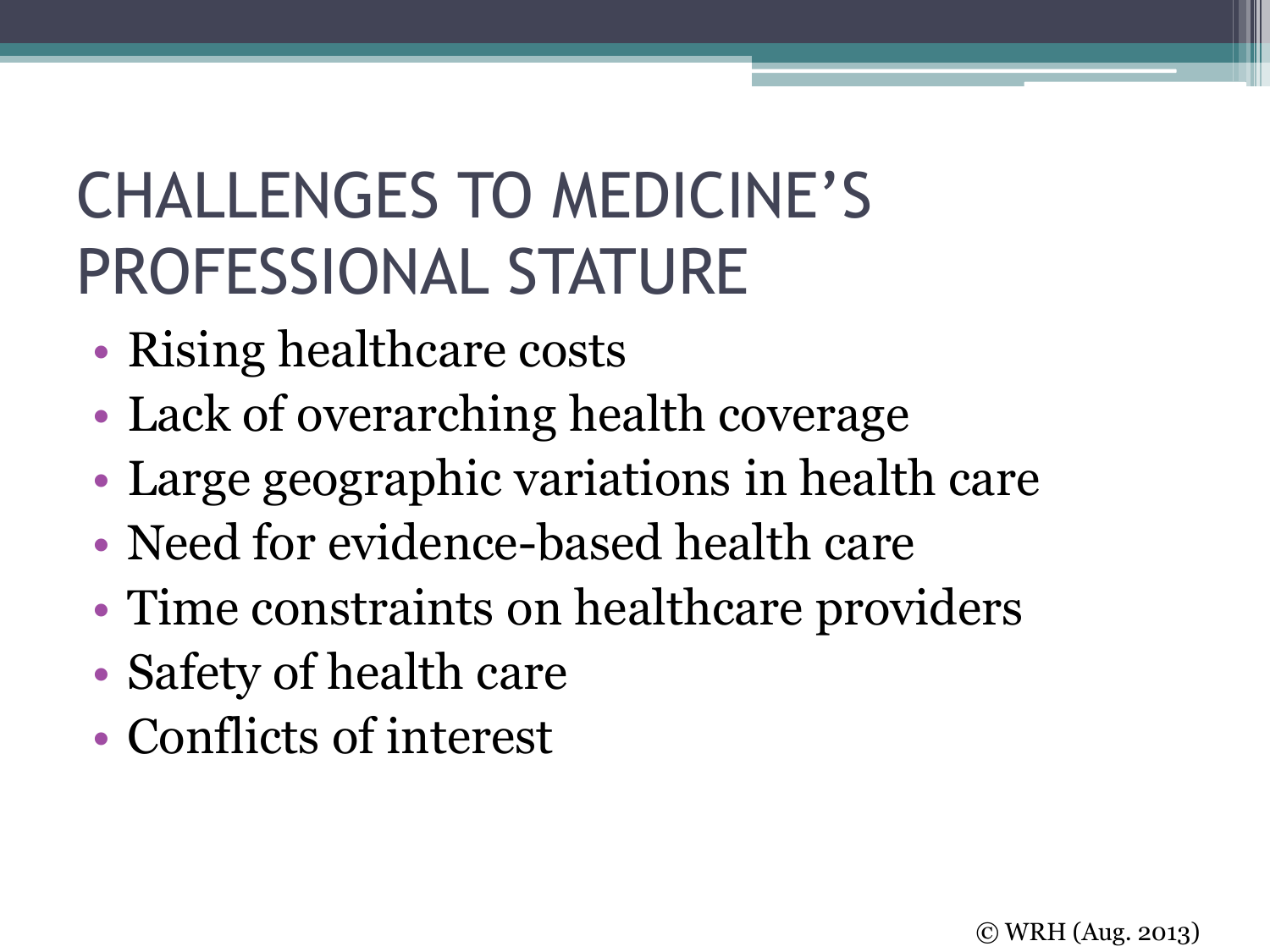# CHALLENGES TO MEDICINE'S PROFESSIONAL STATURE

- Rising healthcare costs
- Lack of overarching health coverage
- Large geographic variations in health care
- Need for evidence-based health care
- Time constraints on healthcare providers
- Safety of health care
- Conflicts of interest

© WRH (Aug. 2013)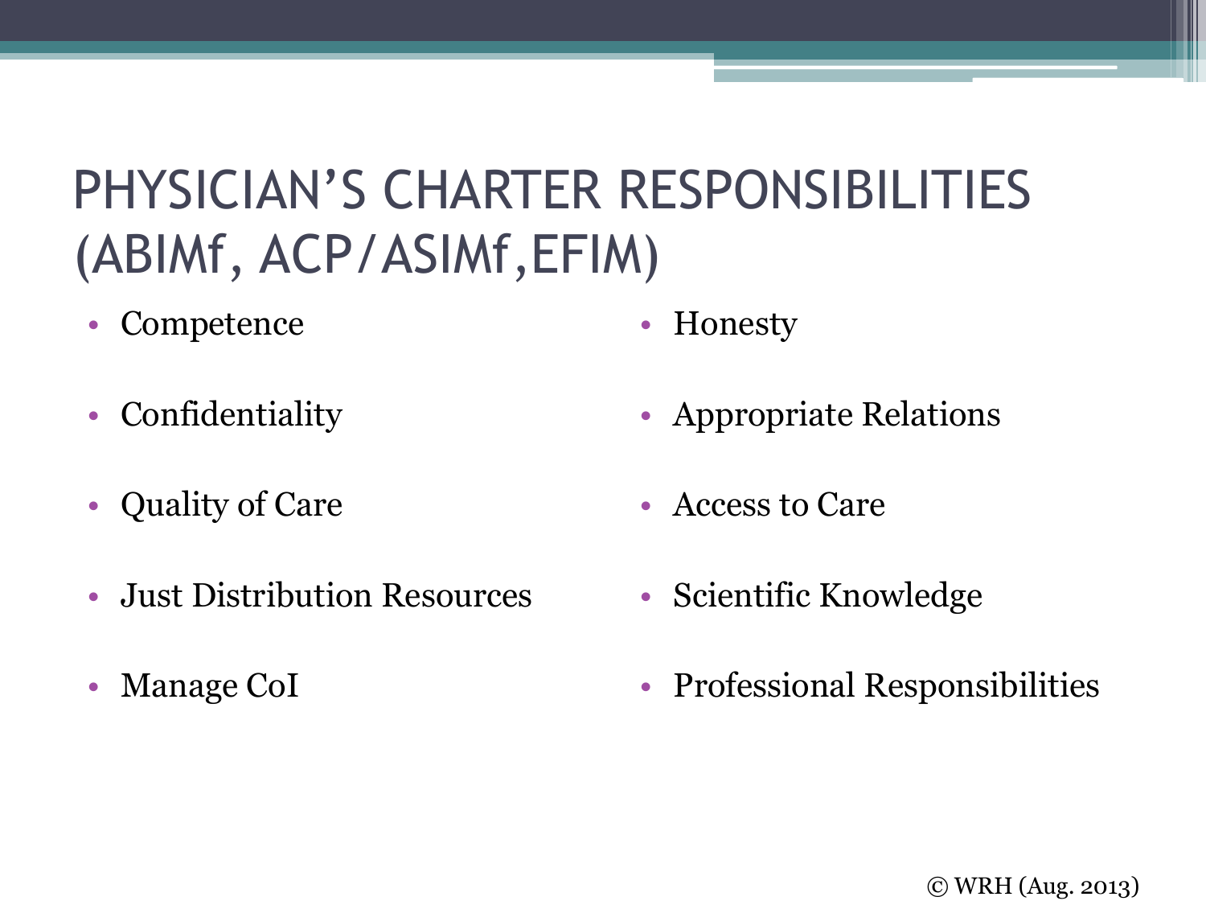# PHYSICIAN'S CHARTER RESPONSIBILITIES (ABIMf, ACP/ASIMf,EFIM)

- Competence
- Confidentiality
- Quality of Care
- Just Distribution Resources
- Manage CoI
- Honesty
- Appropriate Relations
- Access to Care
- Scientific Knowledge
- Professional Responsibilities

© WRH (Aug. 2013)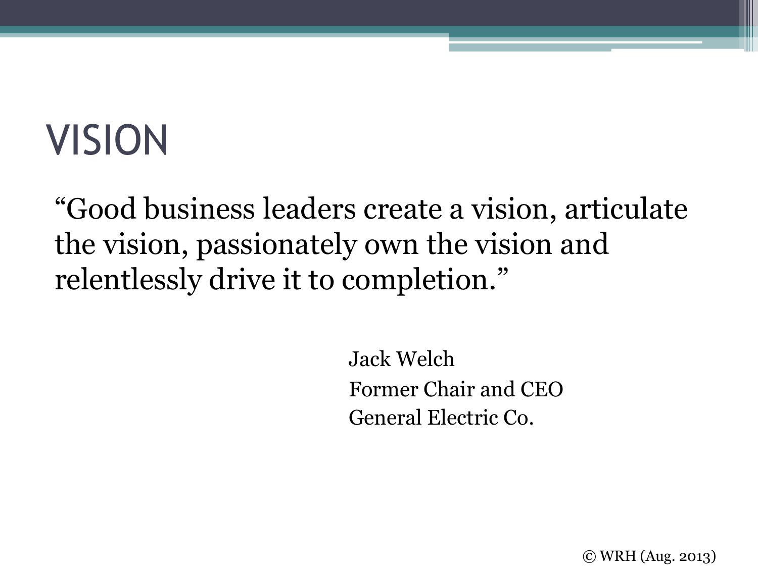# VISION

"Good business leaders create a vision, articulate the vision, passionately own the vision and relentlessly drive it to completion."

Jack Welch
Former Chair and CEO
General Electric Co.

© WRH (Aug. 2013)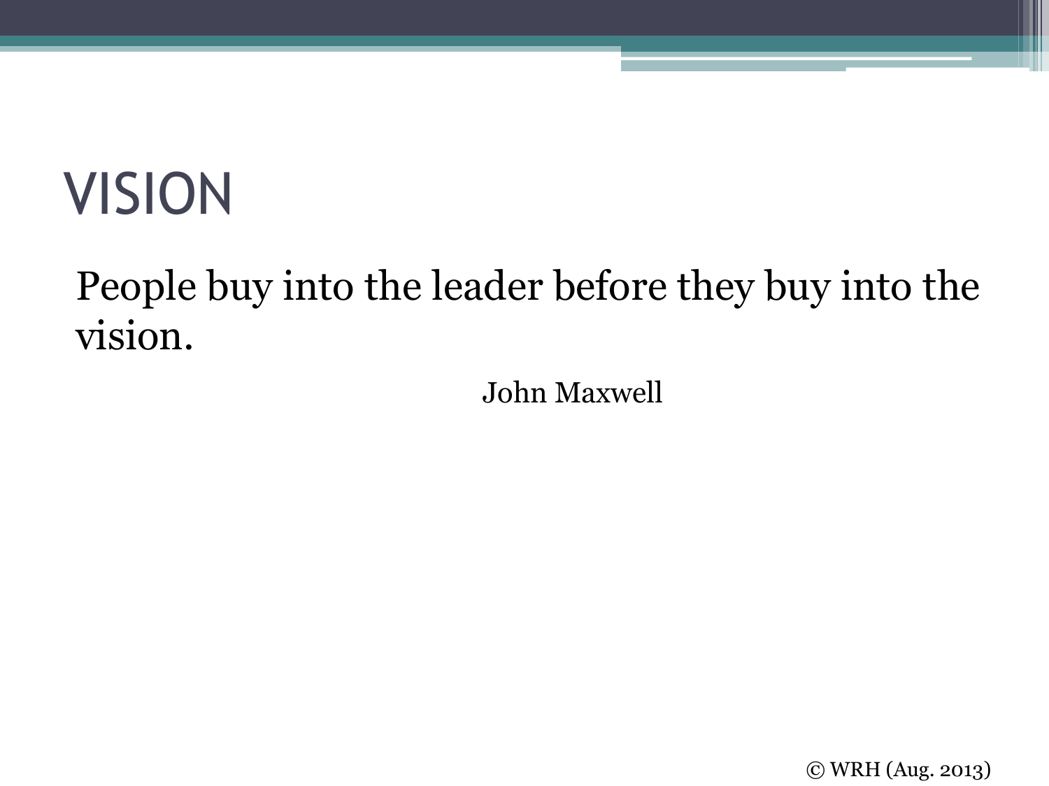# VISION

People buy into the leader before they buy into the vision.

John Maxwell

© WRH (Aug. 2013)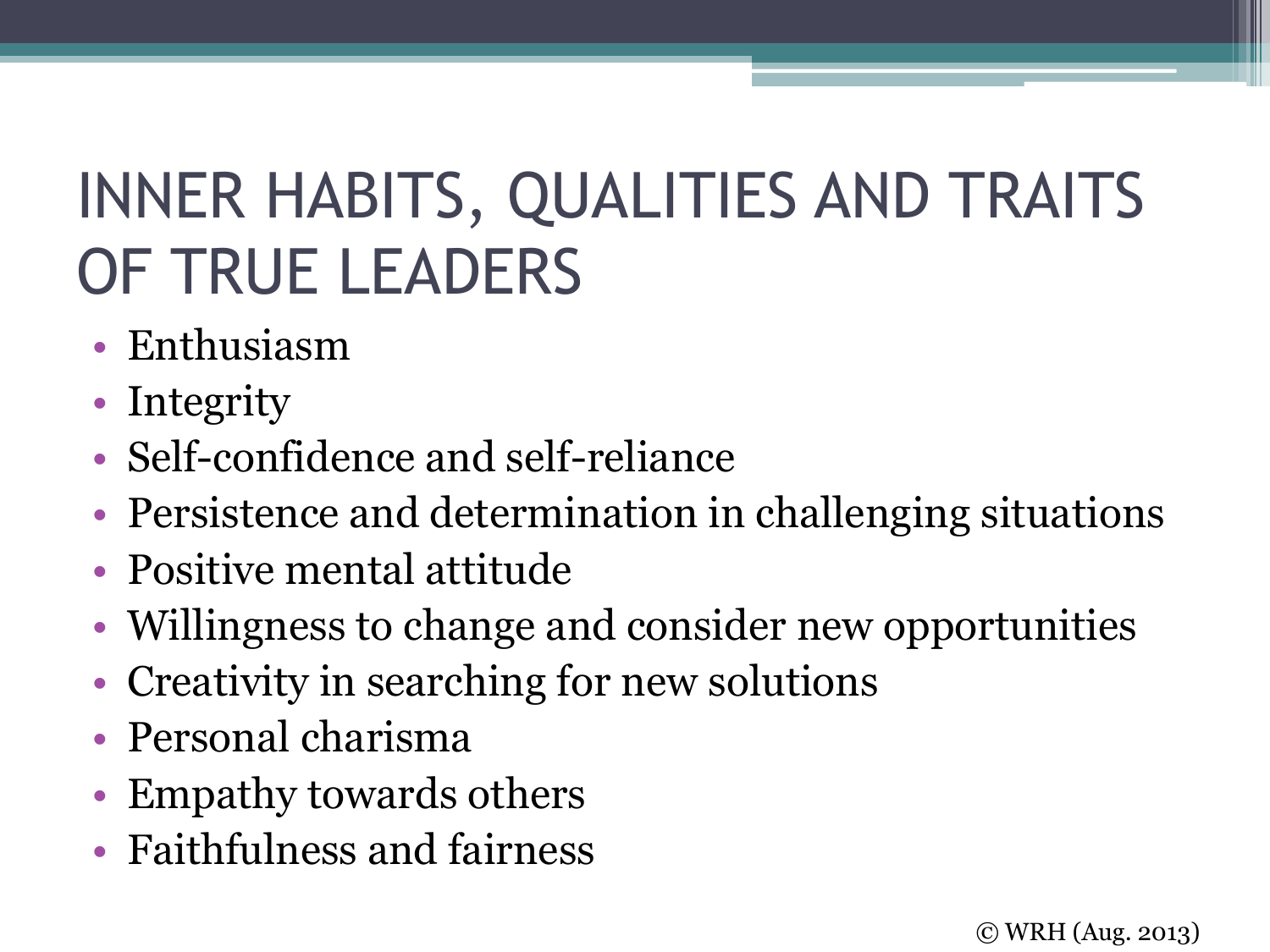# INNER HABITS, QUALITIES AND TRAITS OF TRUE LEADERS

- Enthusiasm
- Integrity
- Self-confidence and self-reliance
- Persistence and determination in challenging situations
- Positive mental attitude
- Willingness to change and consider new opportunities
- Creativity in searching for new solutions
- Personal charisma
- Empathy towards others
- Faithfulness and fairness

© WRH (Aug. 2013)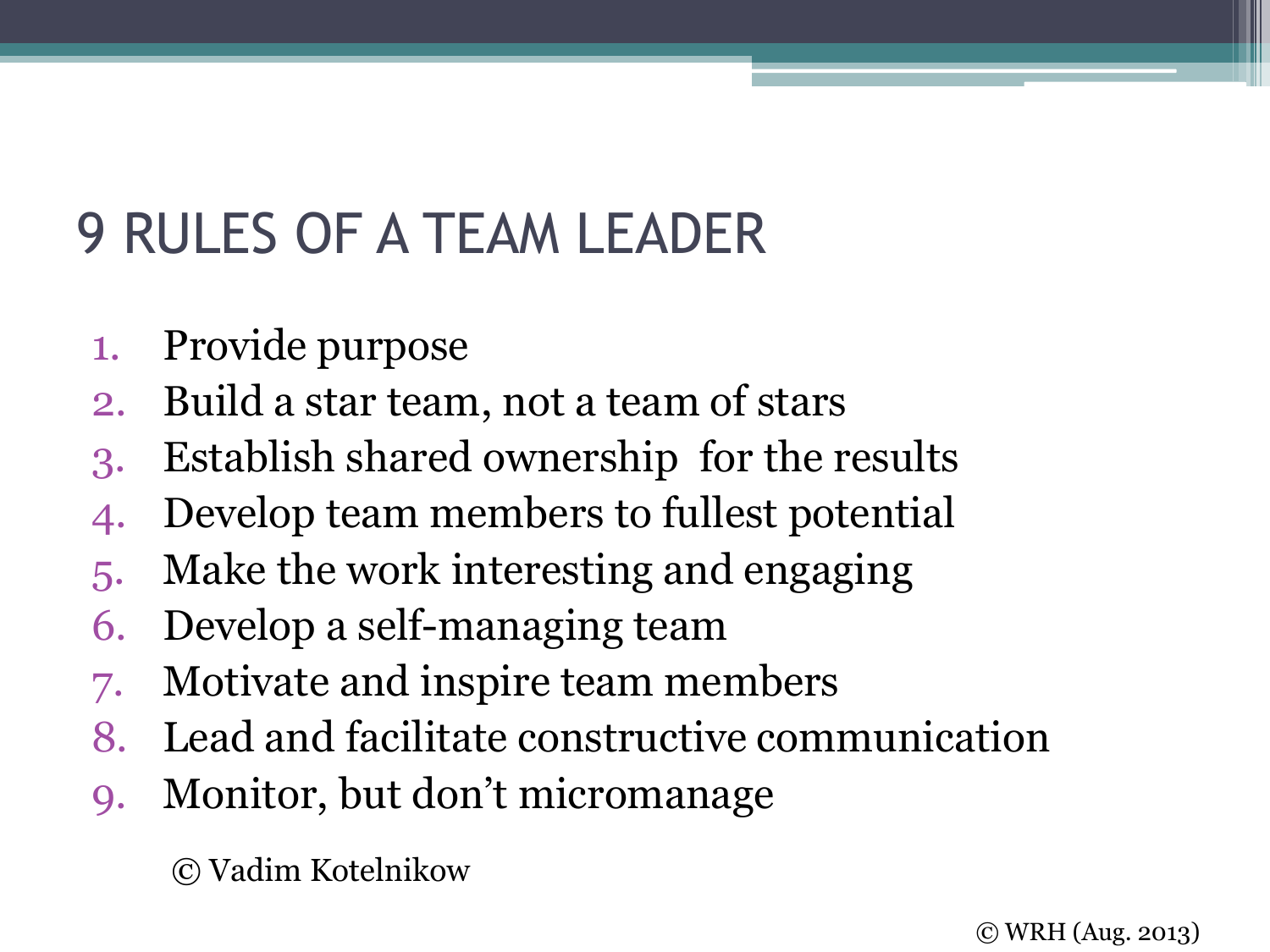# 9 RULES OF A TEAM LEADER

1. Provide purpose
2. Build a star team, not a team of stars
3. Establish shared ownership for the results
4. Develop team members to fullest potential
5. Make the work interesting and engaging
6. Develop a self-managing team
7. Motivate and inspire team members
8. Lead and facilitate constructive communication
9. Monitor, but don't micromanage

© Vadim Kotelnikow

© WRH (Aug. 2013)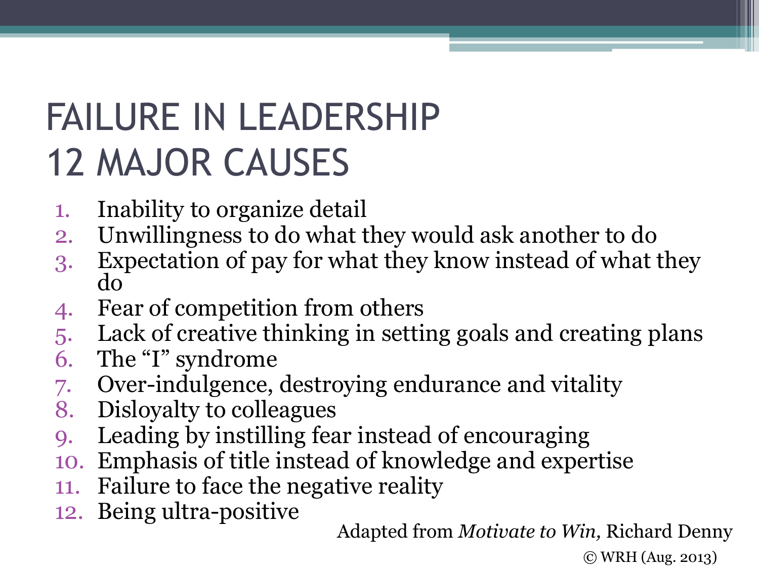# FAILURE IN LEADERSHIP 12 MAJOR CAUSES

1. Inability to organize detail
2. Unwillingness to do what they would ask another to do
3. Expectation of pay for what they know instead of what they do
4. Fear of competition from others
5. Lack of creative thinking in setting goals and creating plans
6. The "I" syndrome
7. Over-indulgence, destroying endurance and vitality
8. Disloyalty to colleagues
9. Leading by instilling fear instead of encouraging
10. Emphasis of title instead of knowledge and expertise
11. Failure to face the negative reality
12. Being ultra-positive

Adapted from *Motivate to Win,* Richard Denny

© WRH (Aug. 2013)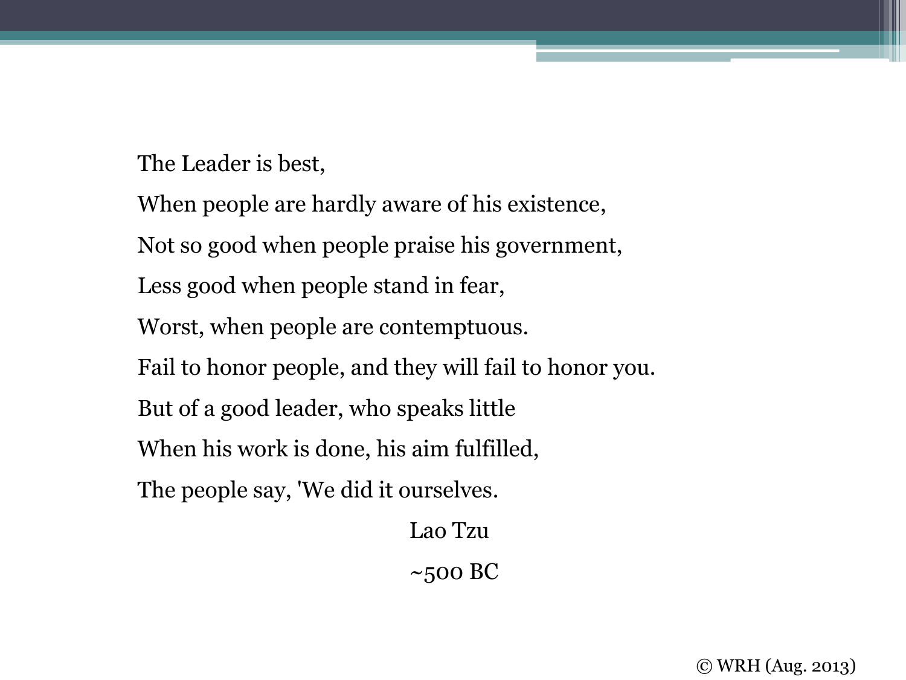The Leader is best,

When people are hardly aware of his existence,

Not so good when people praise his government,

Less good when people stand in fear,

Worst, when people are contemptuous.

Fail to honor people, and they will fail to honor you.

But of a good leader, who speaks little

When his work is done, his aim fulfilled,

The people say, 'We did it ourselves.

Lao Tzu

~500 BC

© WRH (Aug. 2013)